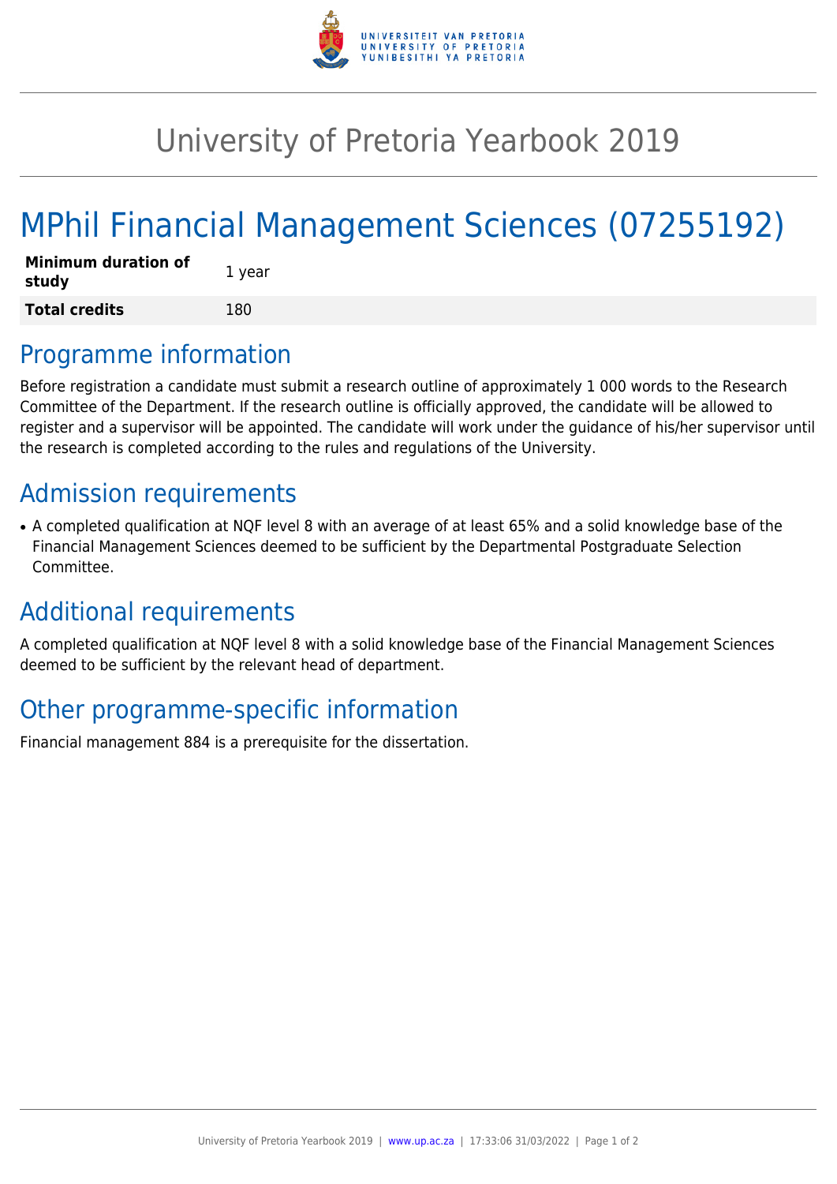# University of Pretoria Yearbook 2019

# MPhil Financial Management Sciences (07255192)

| **Minimum duration of study** | 1 year |
| --- | --- |
| **Total credits** | 180 |

## Programme information

Before registration a candidate must submit a research outline of approximately 1 000 words to the Research Committee of the Department. If the research outline is officially approved, the candidate will be allowed to register and a supervisor will be appointed. The candidate will work under the guidance of his/her supervisor until the research is completed according to the rules and regulations of the University.

## Admission requirements

- A completed qualification at NQF level 8 with an average of at least 65% and a solid knowledge base of the Financial Management Sciences deemed to be sufficient by the Departmental Postgraduate Selection Committee.

## Additional requirements

A completed qualification at NQF level 8 with a solid knowledge base of the Financial Management Sciences deemed to be sufficient by the relevant head of department.

## Other programme-specific information

Financial management 884 is a prerequisite for the dissertation.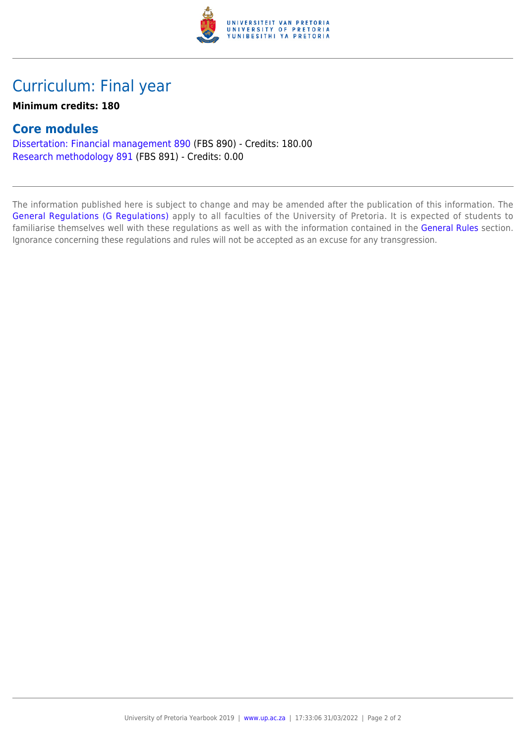## Curriculum: Final year

**Minimum credits: 180**

### Core modules

Dissertation: Financial management 890 (FBS 890) - Credits: 180.00
Research methodology 891 (FBS 891) - Credits: 0.00

The information published here is subject to change and may be amended after the publication of this information. The General Regulations (G Regulations) apply to all faculties of the University of Pretoria. It is expected of students to familiarise themselves well with these regulations as well as with the information contained in the General Rules section. Ignorance concerning these regulations and rules will not be accepted as an excuse for any transgression.